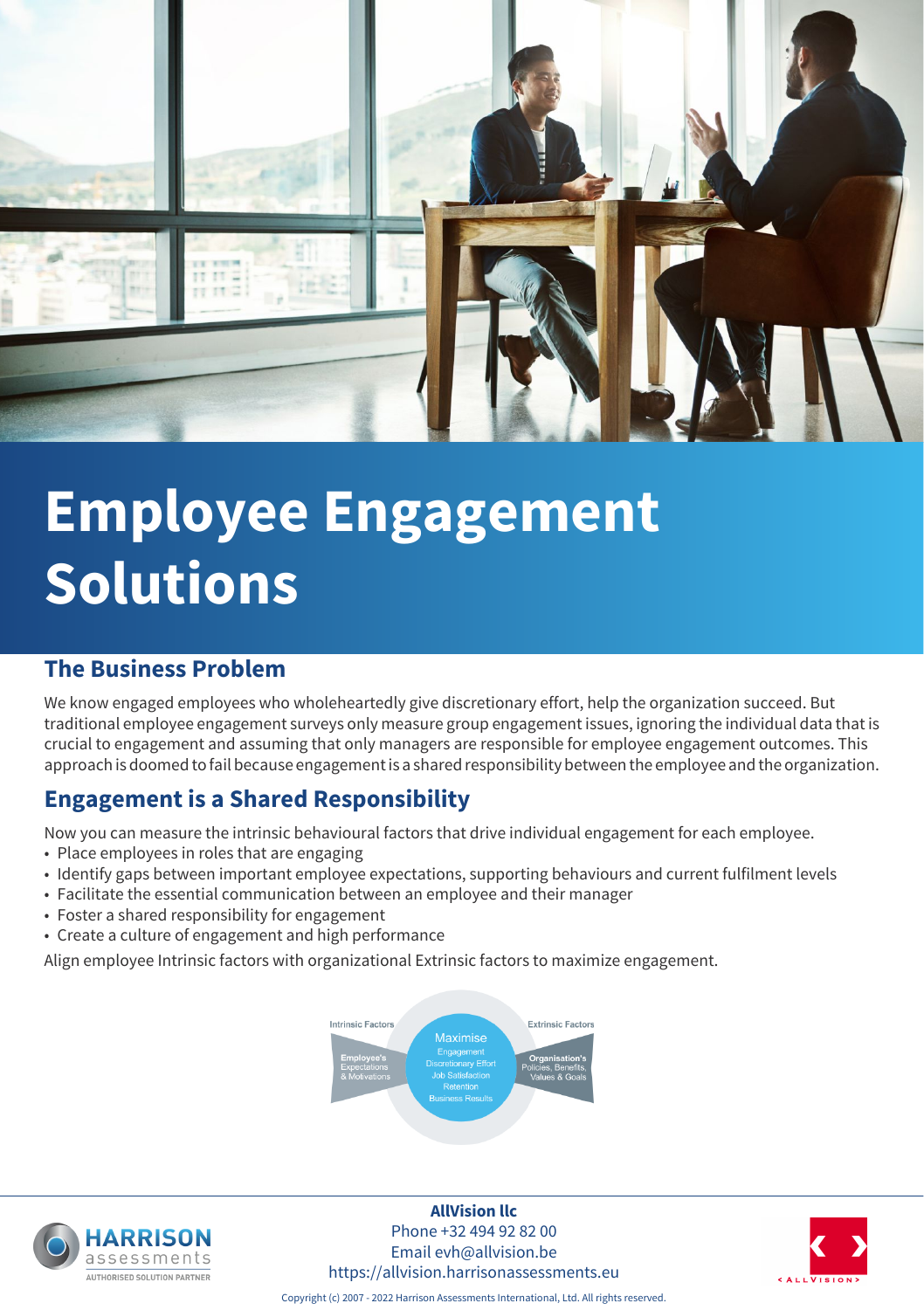# Employee Engagement Solutions

## The Business Problem

We know engaged employees who wholeheartedly give discretionary effort, help the organization succeed. But traditional employee engagement surveys only measure group engagement issues, ignoring the individual data that is crucial to engagement and assuming that only managers are responsible for employee engagement outcomes. This approach is doomed to fail because engagement is a shared responsibility between the employee and the organization.

## Engagement is a Shared Responsibility

Now you can measure the intrinsic behavioural factors that drive individual engagement for each employee.

- Place employees in roles that are engaging
- Identify gaps between important employee expectations, supporting behaviours and current fulfilment levels
- Facilitate the essential communication between an employee and their manager
- Foster a shared responsibility for engagement
- Create a culture of engagement and high performance

Align employee Intrinsic factors with organizational Extrinsic factors to maximize engagement.

Intrinsic Factors — Employee's Expectations & Motivations

Maximise — Engagement, Discretionary Effort, Job Satisfaction, Retention, Business Results

Extrinsic Factors — Organisation's Policies, Benefits, Values & Goals

**AllVision llc**
Phone +32 494 92 82 00
Email evh@allvision.be
https://allvision.harrisonassessments.eu

HARRISON assessments — AUTHORISED SOLUTION PARTNER

ALLVISION

Copyright (c) 2007 - 2022 Harrison Assessments International, Ltd. All rights reserved.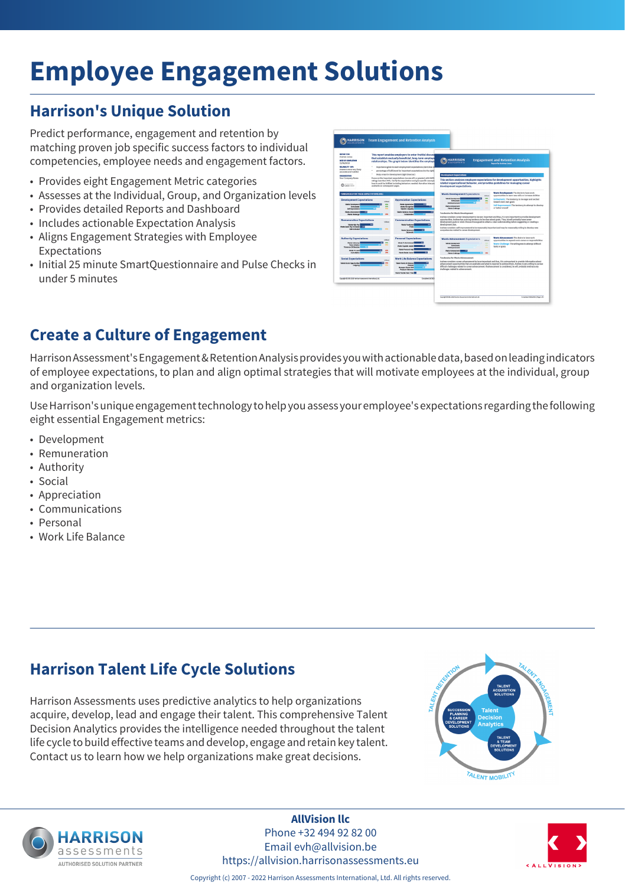# Employee Engagement Solutions

## Harrison's Unique Solution

Predict performance, engagement and retention by matching proven job specific success factors to individual competencies, employee needs and engagement factors.

- Provides eight Engagement Metric categories
- Assesses at the Individual, Group, and Organization levels
- Provides detailed Reports and Dashboard
- Includes actionable Expectation Analysis
- Aligns Engagement Strategies with Employee Expectations
- Initial 25 minute SmartQuestionnaire and Pulse Checks in under 5 minutes

## Create a Culture of Engagement

Harrison Assessment's Engagement & Retention Analysis provides you with actionable data, based on leading indicators of employee expectations, to plan and align optimal strategies that will motivate employees at the individual, group and organization levels.

Use Harrison's unique engagement technology to help you assess your employee's expectations regarding the following eight essential Engagement metrics:

- Development
- Remuneration
- Authority
- Social
- Appreciation
- Communications
- Personal
- Work Life Balance

## Harrison Talent Life Cycle Solutions

Harrison Assessments uses predictive analytics to help organizations acquire, develop, lead and engage their talent. This comprehensive Talent Decision Analytics provides the intelligence needed throughout the talent life cycle to build effective teams and develop, engage and retain key talent. Contact us to learn how we help organizations make great decisions.

TALENT RETENTION
TALENT ENGAGEMENT
TALENT MOBILITY
TALENT ACQUISITION SOLUTIONS
SUCCESSION PLANNING & CAREER DEVELOPMENT SOLUTIONS
Talent Decision Analytics
TALENT & TEAM DEVELOPMENT SOLUTIONS

HARRISON assessments
AUTHORISED SOLUTION PARTNER

**AllVision llc**
Phone +32 494 92 82 00
Email evh@allvision.be
https://allvision.harrisonassessments.eu

ALLVISION

Copyright (c) 2007 - 2022 Harrison Assessments International, Ltd. All rights reserved.